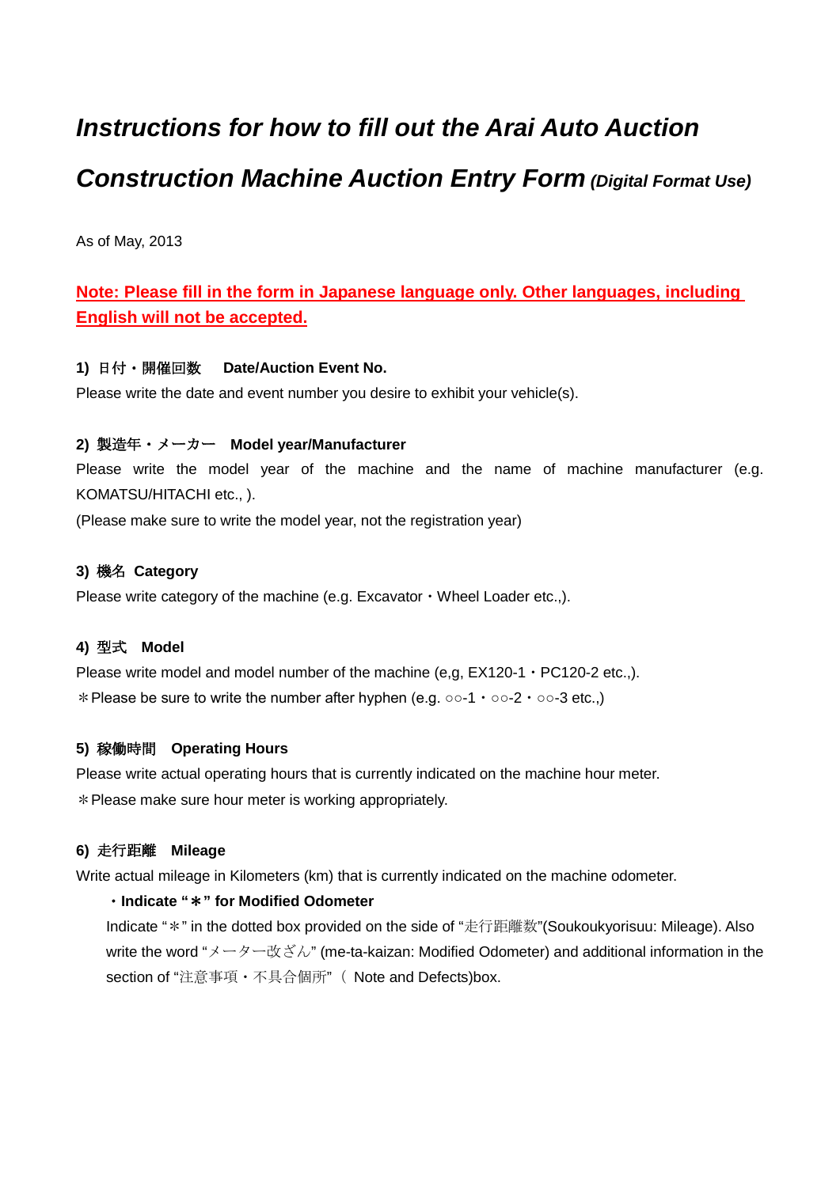# *Instructions for how to fill out the Arai Auto Auction Construction Machine Auction Entry Form* *(Digital Format Use)*

As of May, 2013

**Note: Please fill in the form in Japanese language only. Other languages, including English will not be accepted.**

**1) 日付・開催回数　Date/Auction Event No.**

Please write the date and event number you desire to exhibit your vehicle(s).

**2) 製造年・メーカー　Model year/Manufacturer**

Please write the model year of the machine and the name of machine manufacturer (e.g. KOMATSU/HITACHI etc., ).

(Please make sure to write the model year, not the registration year)

**3) 機名　Category**

Please write category of the machine (e.g. Excavator・Wheel Loader etc.,).

**4) 型式　Model**

Please write model and model number of the machine (e,g, EX120-1・PC120-2 etc.,).

＊Please be sure to write the number after hyphen (e.g. ○○-1・○○-2・○○-3 etc.,)

**5) 稼働時間　Operating Hours**

Please write actual operating hours that is currently indicated on the machine hour meter.

＊Please make sure hour meter is working appropriately.

**6) 走行距離　Mileage**

Write actual mileage in Kilometers (km) that is currently indicated on the machine odometer.

- **Indicate "＊" for Modified Odometer**

  Indicate "＊" in the dotted box provided on the side of "走行距離数"(Soukoukyorisuu: Mileage). Also write the word "メーター改ざん" (me-ta-kaizan: Modified Odometer) and additional information in the section of "注意事項・不具合個所"（ Note and Defects)box.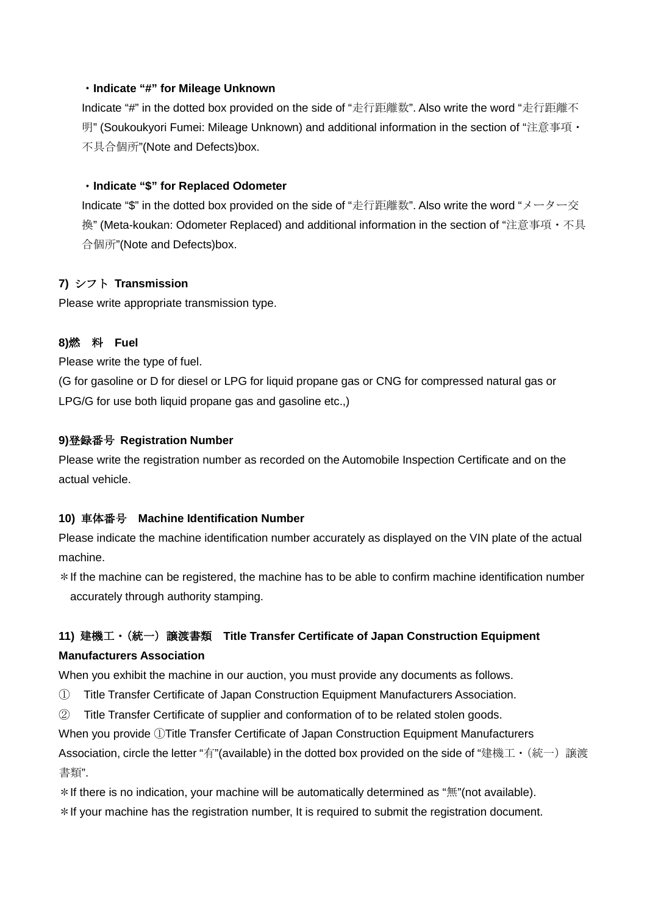**・Indicate “#” for Mileage Unknown**

Indicate “#” in the dotted box provided on the side of “走行距離数”. Also write the word “走行距離不明” (Soukoukyori Fumei: Mileage Unknown) and additional information in the section of “注意事項・不具合個所”(Note and Defects)box.

**・Indicate “$” for Replaced Odometer**

Indicate “$” in the dotted box provided on the side of “走行距離数”. Also write the word “メーター交換” (Meta-koukan: Odometer Replaced) and additional information in the section of “注意事項・不具合個所”(Note and Defects)box.

**7) シフト Transmission**

Please write appropriate transmission type.

**8)燃　料　Fuel**

Please write the type of fuel.
(G for gasoline or D for diesel or LPG for liquid propane gas or CNG for compressed natural gas or LPG/G for use both liquid propane gas and gasoline etc.,)

**9)登録番号 Registration Number**

Please write the registration number as recorded on the Automobile Inspection Certificate and on the actual vehicle.

**10) 車体番号　Machine Identification Number**

Please indicate the machine identification number accurately as displayed on the VIN plate of the actual machine.

＊If the machine can be registered, the machine has to be able to confirm machine identification number accurately through authority stamping.

**11) 建機工・（統一）譲渡書類　Title Transfer Certificate of Japan Construction Equipment Manufacturers Association**

When you exhibit the machine in our auction, you must provide any documents as follows.

① Title Transfer Certificate of Japan Construction Equipment Manufacturers Association.

② Title Transfer Certificate of supplier and conformation of to be related stolen goods.

When you provide ①Title Transfer Certificate of Japan Construction Equipment Manufacturers Association, circle the letter “有”(available) in the dotted box provided on the side of “建機工・（統一）譲渡書類”.

＊If there is no indication, your machine will be automatically determined as “無”(not available).

＊If your machine has the registration number, It is required to submit the registration document.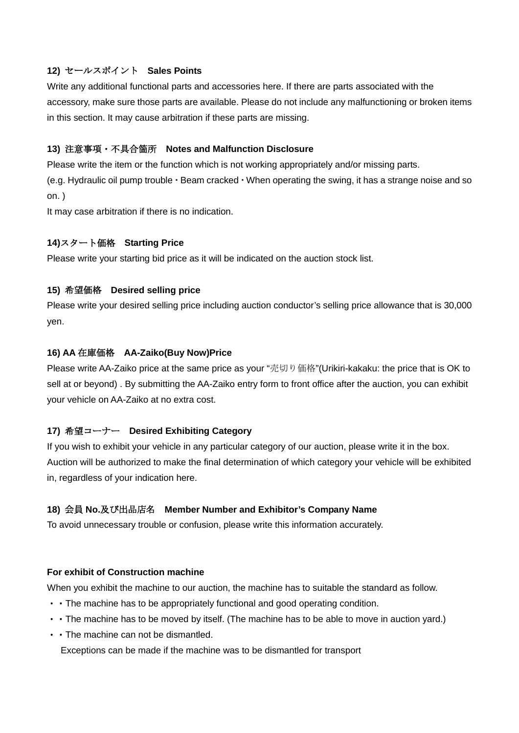**12) セールスポイント　Sales Points**

Write any additional functional parts and accessories here. If there are parts associated with the accessory, make sure those parts are available. Please do not include any malfunctioning or broken items in this section. It may cause arbitration if these parts are missing.

**13) 注意事項・不具合箇所　Notes and Malfunction Disclosure**

Please write the item or the function which is not working appropriately and/or missing parts.
(e.g. Hydraulic oil pump trouble・Beam cracked・When operating the swing, it has a strange noise and so on. )
It may case arbitration if there is no indication.

**14)スタート価格　Starting Price**

Please write your starting bid price as it will be indicated on the auction stock list.

**15) 希望価格　Desired selling price**

Please write your desired selling price including auction conductor's selling price allowance that is 30,000 yen.

**16) AA 在庫価格　AA-Zaiko(Buy Now)Price**

Please write AA-Zaiko price at the same price as your "売切り価格"(Urikiri-kakaku: the price that is OK to sell at or beyond) . By submitting the AA-Zaiko entry form to front office after the auction, you can exhibit your vehicle on AA-Zaiko at no extra cost.

**17) 希望コーナー　Desired Exhibiting Category**

If you wish to exhibit your vehicle in any particular category of our auction, please write it in the box. Auction will be authorized to make the final determination of which category your vehicle will be exhibited in, regardless of your indication here.

**18) 会員 No.及び出品店名　Member Number and Exhibitor's Company Name**

To avoid unnecessary trouble or confusion, please write this information accurately.

**For exhibit of Construction machine**

When you exhibit the machine to our auction, the machine has to suitable the standard as follow.

・・The machine has to be appropriately functional and good operating condition.
・・The machine has to be moved by itself. (The machine has to be able to move in auction yard.)
・・The machine can not be dismantled.
　Exceptions can be made if the machine was to be dismantled for transport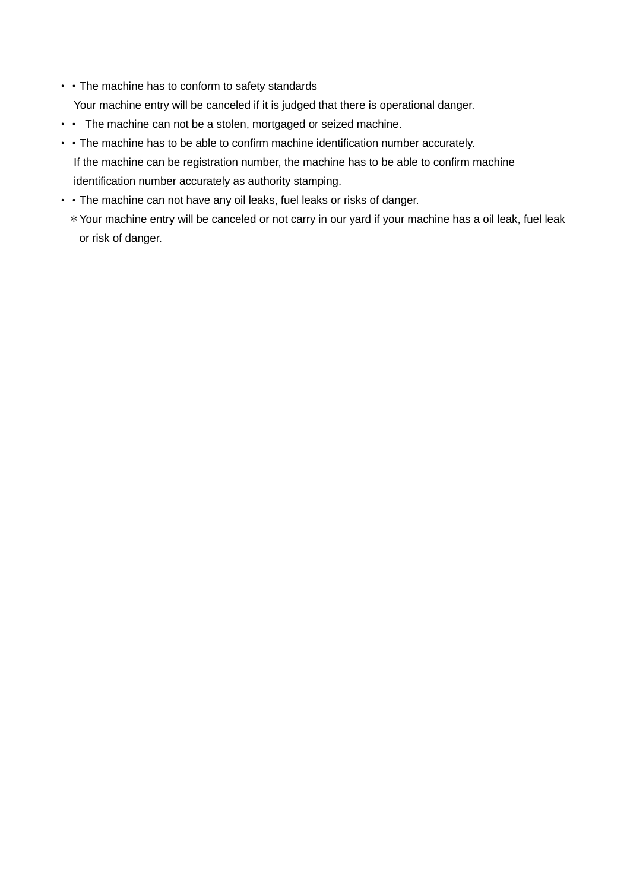・・The machine has to conform to safety standards
Your machine entry will be canceled if it is judged that there is operational danger.

・・ The machine can not be a stolen, mortgaged or seized machine.

・・The machine has to be able to confirm machine identification number accurately.
If the machine can be registration number, the machine has to be able to confirm machine identification number accurately as authority stamping.

・・The machine can not have any oil leaks, fuel leaks or risks of danger.
＊Your machine entry will be canceled or not carry in our yard if your machine has a oil leak, fuel leak or risk of danger.